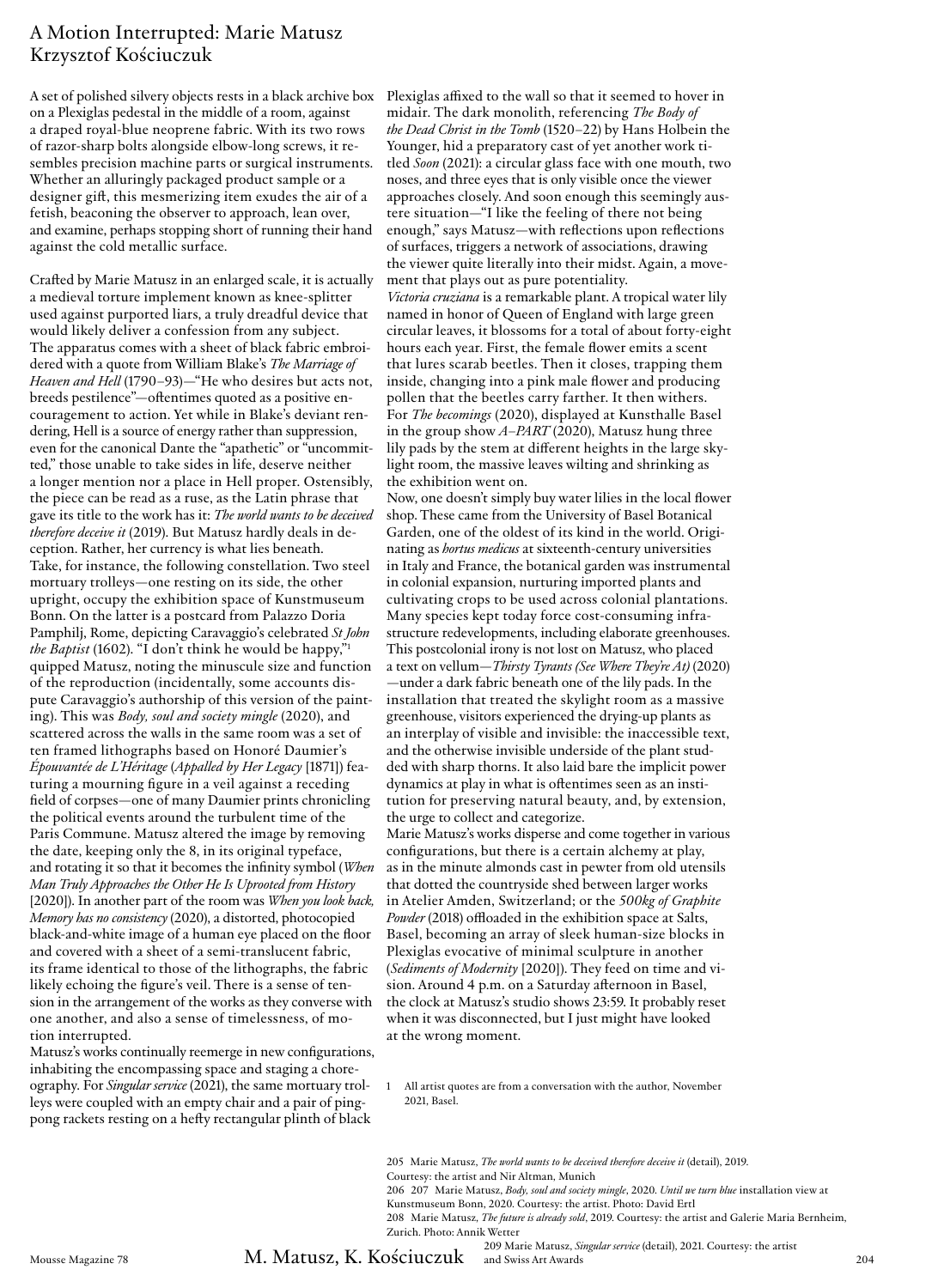# A Motion Interrupted: Marie Matusz
## Krzysztof Kościuczuk

A set of polished silvery objects rests in a black archive box on a Plexiglas pedestal in the middle of a room, against a draped royal-blue neoprene fabric. With its two rows of razor-sharp bolts alongside elbow-long screws, it resembles precision machine parts or surgical instruments. Whether an alluringly packaged product sample or a designer gift, this mesmerizing item exudes the air of a fetish, beaconing the observer to approach, lean over, and examine, perhaps stopping short of running their hand against the cold metallic surface.

Crafted by Marie Matusz in an enlarged scale, it is actually a medieval torture implement known as knee-splitter used against purported liars, a truly dreadful device that would likely deliver a confession from any subject. The apparatus comes with a sheet of black fabric embroidered with a quote from William Blake's *The Marriage of Heaven and Hell* (1790–93)—"He who desires but acts not, breeds pestilence"—oftentimes quoted as a positive encouragement to action. Yet while in Blake's deviant rendering, Hell is a source of energy rather than suppression, even for the canonical Dante the "apathetic" or "uncommitted," those unable to take sides in life, deserve neither a longer mention nor a place in Hell proper. Ostensibly, the piece can be read as a ruse, as the Latin phrase that gave its title to the work has it: *The world wants to be deceived therefore deceive it* (2019). But Matusz hardly deals in deception. Rather, her currency is what lies beneath.

Take, for instance, the following constellation. Two steel mortuary trolleys—one resting on its side, the other upright, occupy the exhibition space of Kunstmuseum Bonn. On the latter is a postcard from Palazzo Doria Pamphilj, Rome, depicting Caravaggio's celebrated *St John the Baptist* (1602). "I don't think he would be happy,"[1] quipped Matusz, noting the minuscule size and function of the reproduction (incidentally, some accounts dispute Caravaggio's authorship of this version of the painting). This was *Body, soul and society mingle* (2020), and scattered across the walls in the same room was a set of ten framed lithographs based on Honoré Daumier's *Épouvantée de L'Héritage* (*Appalled by Her Legacy* [1871]) featuring a mourning figure in a veil against a receding field of corpses—one of many Daumier prints chronicling the political events around the turbulent time of the Paris Commune. Matusz altered the image by removing the date, keeping only the 8, in its original typeface, and rotating it so that it becomes the infinity symbol (*When Man Truly Approaches the Other He Is Uprooted from History* [2020]). In another part of the room was *When you look back, Memory has no consistency* (2020), a distorted, photocopied black-and-white image of a human eye placed on the floor and covered with a sheet of a semi-translucent fabric, its frame identical to those of the lithographs, the fabric likely echoing the figure's veil. There is a sense of tension in the arrangement of the works as they converse with one another, and also a sense of timelessness, of motion interrupted.

Matusz's works continually reemerge in new configurations, inhabiting the encompassing space and staging a choreography. For *Singular service* (2021), the same mortuary trolleys were coupled with an empty chair and a pair of ping-pong rackets resting on a hefty rectangular plinth of black Plexiglas affixed to the wall so that it seemed to hover in midair. The dark monolith, referencing *The Body of the Dead Christ in the Tomb* (1520–22) by Hans Holbein the Younger, hid a preparatory cast of yet another work titled *Soon* (2021): a circular glass face with one mouth, two noses, and three eyes that is only visible once the viewer approaches closely. And soon enough this seemingly austere situation—"I like the feeling of there not being enough," says Matusz—with reflections upon reflections of surfaces, triggers a network of associations, drawing the viewer quite literally into their midst. Again, a movement that plays out as pure potentiality.

*Victoria cruziana* is a remarkable plant. A tropical water lily named in honor of Queen of England with large green circular leaves, it blossoms for a total of about forty-eight hours each year. First, the female flower emits a scent that lures scarab beetles. Then it closes, trapping them inside, changing into a pink male flower and producing pollen that the beetles carry farther. It then withers. For *The becomings* (2020), displayed at Kunsthalle Basel in the group show *A–PART* (2020), Matusz hung three lily pads by the stem at different heights in the large skylight room, the massive leaves wilting and shrinking as the exhibition went on.

Now, one doesn't simply buy water lilies in the local flower shop. These came from the University of Basel Botanical Garden, one of the oldest of its kind in the world. Originating as *hortus medicus* at sixteenth-century universities in Italy and France, the botanical garden was instrumental in colonial expansion, nurturing imported plants and cultivating crops to be used across colonial plantations. Many species kept today force cost-consuming infrastructure redevelopments, including elaborate greenhouses. This postcolonial irony is not lost on Matusz, who placed a text on vellum—*Thirsty Tyrants (See Where They're At)* (2020)—under a dark fabric beneath one of the lily pads. In the installation that treated the skylight room as a massive greenhouse, visitors experienced the drying-up plants as an interplay of visible and invisible: the inaccessible text, and the otherwise invisible underside of the plant studded with sharp thorns. It also laid bare the implicit power dynamics at play in what is oftentimes seen as an institution for preserving natural beauty, and, by extension, the urge to collect and categorize.

Marie Matusz's works disperse and come together in various configurations, but there is a certain alchemy at play, as in the minute almonds cast in pewter from old utensils that dotted the countryside shed between larger works in Atelier Amden, Switzerland; or the *500kg of Graphite Powder* (2018) offloaded in the exhibition space at Salts, Basel, becoming an array of sleek human-size blocks in Plexiglas evocative of minimal sculpture in another (*Sediments of Modernity* [2020]). They feed on time and vision. Around 4 p.m. on a Saturday afternoon in Basel, the clock at Matusz's studio shows 23:59. It probably reset when it was disconnected, but I just might have looked at the wrong moment.

1 All artist quotes are from a conversation with the author, November 2021, Basel.

205 Marie Matusz, *The world wants to be deceived therefore deceive it* (detail), 2019. Courtesy: the artist and Nir Altman, Munich

206 207 Marie Matusz, *Body, soul and society mingle*, 2020. *Until we turn blue* installation view at Kunstmuseum Bonn, 2020. Courtesy: the artist. Photo: David Ertl

208 Marie Matusz, *The future is already sold*, 2019. Courtesy: the artist and Galerie Maria Bernheim, Zurich. Photo: Annik Wetter

209 Marie Matusz, *Singular service* (detail), 2021. Courtesy: the artist and Swiss Art Awards